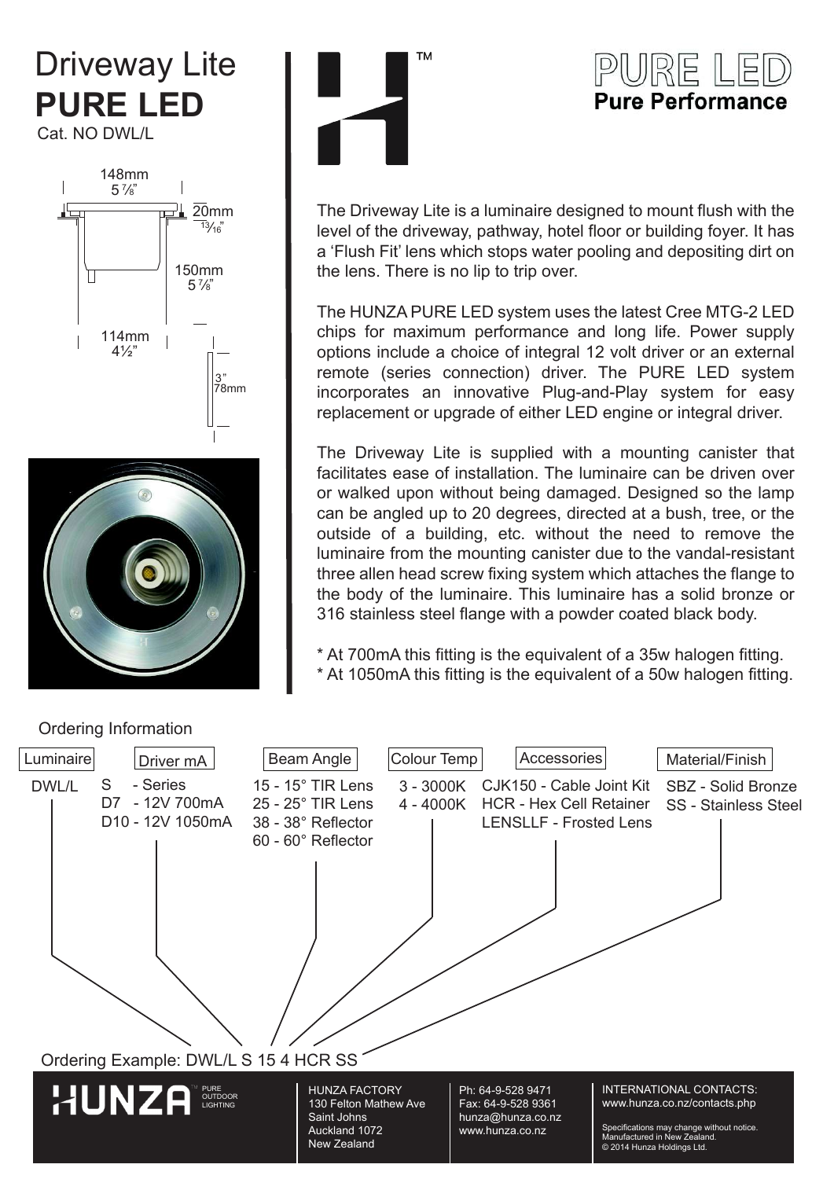# Driveway Lite
# PURE LED

Cat. NO DWL/L

148mm
5 ⅞"

20mm
13/16"

150mm
5 ⅞"

114mm
4½"

3"
78mm

PURE LED
**Pure Performance**

The Driveway Lite is a luminaire designed to mount flush with the level of the driveway, pathway, hotel floor or building foyer. It has a 'Flush Fit' lens which stops water pooling and depositing dirt on the lens. There is no lip to trip over.

The HUNZA PURE LED system uses the latest Cree MTG-2 LED chips for maximum performance and long life. Power supply options include a choice of integral 12 volt driver or an external remote (series connection) driver. The PURE LED system incorporates an innovative Plug-and-Play system for easy replacement or upgrade of either LED engine or integral driver.

The Driveway Lite is supplied with a mounting canister that facilitates ease of installation. The luminaire can be driven over or walked upon without being damaged. Designed so the lamp can be angled up to 20 degrees, directed at a bush, tree, or the outside of a building, etc. without the need to remove the luminaire from the mounting canister due to the vandal-resistant three allen head screw fixing system which attaches the flange to the body of the luminaire. This luminaire has a solid bronze or 316 stainless steel flange with a powder coated black body.

* At 700mA this fitting is the equivalent of a 35w halogen fitting.
* At 1050mA this fitting is the equivalent of a 50w halogen fitting.

## Ordering Information

| Luminaire | Driver mA | Beam Angle | Colour Temp | Accessories | Material/Finish |
|---|---|---|---|---|---|
| DWL/L | S - Series | 15 - 15° TIR Lens | 3 - 3000K | CJK150 - Cable Joint Kit | SBZ - Solid Bronze |
| | D7 - 12V 700mA | 25 - 25° TIR Lens | 4 - 4000K | HCR - Hex Cell Retainer | SS - Stainless Steel |
| | D10 - 12V 1050mA | 38 - 38° Reflector | | LENSLLF - Frosted Lens | |
| | | 60 - 60° Reflector | | | |

Ordering Example: DWL/L S 15 4 HCR SS

HUNZA PURE OUTDOOR LIGHTING

HUNZA FACTORY
130 Felton Mathew Ave
Saint Johns
Auckland 1072
New Zealand

Ph: 64-9-528 9471
Fax: 64-9-528 9361
hunza@hunza.co.nz
www.hunza.co.nz

INTERNATIONAL CONTACTS:
www.hunza.co.nz/contacts.php

Specifications may change without notice.
Manufactured in New Zealand.
© 2014 Hunza Holdings Ltd.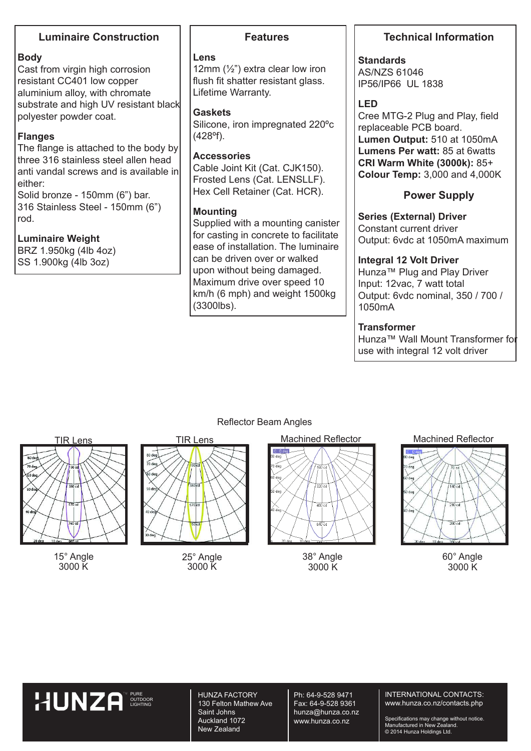## Luminaire Construction

### Body
Cast from virgin high corrosion resistant CC401 low copper aluminium alloy, with chromate substrate and high UV resistant black polyester powder coat.

### Flanges
The flange is attached to the body by three 316 stainless steel allen head anti vandal screws and is available in either:
Solid bronze - 150mm (6") bar.
316 Stainless Steel - 150mm (6") rod.

### Luminaire Weight
BRZ 1.950kg (4lb 4oz)
SS 1.900kg (4lb 3oz)

## Features

### Lens
12mm (½") extra clear low iron flush fit shatter resistant glass. Lifetime Warranty.

### Gaskets
Silicone, iron impregnated 220ºc (428ºf).

### Accessories
Cable Joint Kit (Cat. CJK150).
Frosted Lens (Cat. LENSLLF).
Hex Cell Retainer (Cat. HCR).

### Mounting
Supplied with a mounting canister for casting in concrete to facilitate ease of installation. The luminaire can be driven over or walked upon without being damaged. Maximum drive over speed 10 km/h (6 mph) and weight 1500kg (3300lbs).

## Technical Information

### Standards
AS/NZS 61046
IP56/IP66 UL 1838

### LED
Cree MTG-2 Plug and Play, field replaceable PCB board.
**Lumen Output:** 510 at 1050mA
**Lumens Per watt:** 85 at 6watts
**CRI Warm White (3000k):** 85+
**Colour Temp:** 3,000 and 4,000K

## Power Supply

### Series (External) Driver
Constant current driver
Output: 6vdc at 1050mA maximum

### Integral 12 Volt Driver
Hunza™ Plug and Play Driver
Input: 12vac, 7 watt total
Output: 6vdc nominal, 350 / 700 / 1050mA

### Transformer
Hunza™ Wall Mount Transformer for use with integral 12 volt driver

## Reflector Beam Angles

TIR Lens
15° Angle
3000 K

TIR Lens
25° Angle
3000 K

Machined Reflector
38° Angle
3000 K

Machined Reflector
60° Angle
3000 K

---

HUNZA™ PURE OUTDOOR LIGHTING

HUNZA FACTORY
130 Felton Mathew Ave
Saint Johns
Auckland 1072
New Zealand

Ph: 64-9-528 9471
Fax: 64-9-528 9361
hunza@hunza.co.nz
www.hunza.co.nz

INTERNATIONAL CONTACTS:
www.hunza.co.nz/contacts.php

Specifications may change without notice.
Manufactured in New Zealand.
© 2014 Hunza Holdings Ltd.